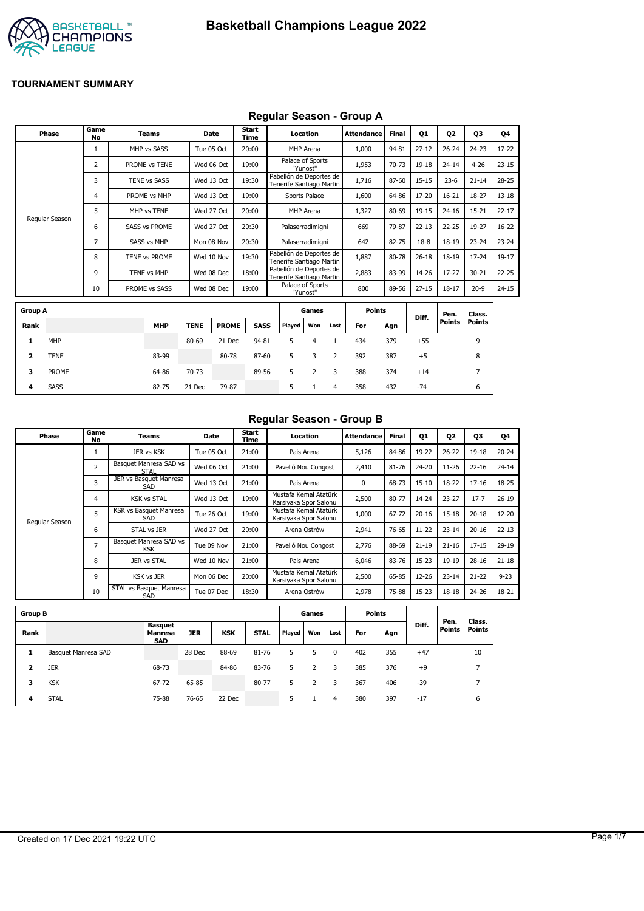# Basketball Champions League 2022

**TOURNAMENT SUMMARY**

## Regular Season - Group A

| Phase | Game No | Teams | Date | Start Time | Location | Attendance | Final | Q1 | Q2 | Q3 | Q4 |
|---|---|---|---|---|---|---|---|---|---|---|---|
| Regular Season | 1 | MHP vs SASS | Tue 05 Oct | 20:00 | MHP Arena | 1,000 | 94-81 | 27-12 | 26-24 | 24-23 | 17-22 |
| | 2 | PROME vs TENE | Wed 06 Oct | 19:00 | Palace of Sports "Yunost" | 1,953 | 70-73 | 19-18 | 24-14 | 4-26 | 23-15 |
| | 3 | TENE vs SASS | Wed 13 Oct | 19:30 | Pabellón de Deportes de Tenerife Santiago Martin | 1,716 | 87-60 | 15-15 | 23-6 | 21-14 | 28-25 |
| | 4 | PROME vs MHP | Wed 13 Oct | 19:00 | Sports Palace | 1,600 | 64-86 | 17-20 | 16-21 | 18-27 | 13-18 |
| | 5 | MHP vs TENE | Wed 27 Oct | 20:00 | MHP Arena | 1,327 | 80-69 | 19-15 | 24-16 | 15-21 | 22-17 |
| | 6 | SASS vs PROME | Wed 27 Oct | 20:30 | Palaserradimigni | 669 | 79-87 | 22-13 | 22-25 | 19-27 | 16-22 |
| | 7 | SASS vs MHP | Mon 08 Nov | 20:30 | Palaserradimigni | 642 | 82-75 | 18-8 | 18-19 | 23-24 | 23-24 |
| | 8 | TENE vs PROME | Wed 10 Nov | 19:30 | Pabellón de Deportes de Tenerife Santiago Martin | 1,887 | 80-78 | 26-18 | 18-19 | 17-24 | 19-17 |
| | 9 | TENE vs MHP | Wed 08 Dec | 18:00 | Pabellón de Deportes de Tenerife Santiago Martin | 2,883 | 83-99 | 14-26 | 17-27 | 30-21 | 22-25 |
| | 10 | PROME vs SASS | Wed 08 Dec | 19:00 | Palace of Sports "Yunost" | 800 | 89-56 | 27-15 | 18-17 | 20-9 | 24-15 |

| Group A | | | | | | Games | | | Points | | Diff. | Pen. Points | Class. Points |
|---|---|---|---|---|---|---|---|---|---|---|---|---|---|
| Rank | | MHP | TENE | PROME | SASS | Played | Won | Lost | For | Agn | | | |
| 1 | MHP | | 80-69 | 21 Dec | 94-81 | 5 | 4 | 1 | 434 | 379 | +55 | | 9 |
| 2 | TENE | 83-99 | | 80-78 | 87-60 | 5 | 3 | 2 | 392 | 387 | +5 | | 8 |
| 3 | PROME | 64-86 | 70-73 | | 89-56 | 5 | 2 | 3 | 388 | 374 | +14 | | 7 |
| 4 | SASS | 82-75 | 21 Dec | 79-87 | | 5 | 1 | 4 | 358 | 432 | -74 | | 6 |

## Regular Season - Group B

| Phase | Game No | Teams | Date | Start Time | Location | Attendance | Final | Q1 | Q2 | Q3 | Q4 |
|---|---|---|---|---|---|---|---|---|---|---|---|
| Regular Season | 1 | JER vs KSK | Tue 05 Oct | 21:00 | Pais Arena | 5,126 | 84-86 | 19-22 | 26-22 | 19-18 | 20-24 |
| | 2 | Basquet Manresa SAD vs STAL | Wed 06 Oct | 21:00 | Pavelló Nou Congost | 2,410 | 81-76 | 24-20 | 11-26 | 22-16 | 24-14 |
| | 3 | JER vs Basquet Manresa SAD | Wed 13 Oct | 21:00 | Pais Arena | 0 | 68-73 | 15-10 | 18-22 | 17-16 | 18-25 |
| | 4 | KSK vs STAL | Wed 13 Oct | 19:00 | Mustafa Kemal Atatürk Karsiyaka Spor Salonu | 2,500 | 80-77 | 14-24 | 23-27 | 17-7 | 26-19 |
| | 5 | KSK vs Basquet Manresa SAD | Tue 26 Oct | 19:00 | Mustafa Kemal Atatürk Karsiyaka Spor Salonu | 1,000 | 67-72 | 20-16 | 15-18 | 20-18 | 12-20 |
| | 6 | STAL vs JER | Wed 27 Oct | 20:00 | Arena Ostrów | 2,941 | 76-65 | 11-22 | 23-14 | 20-16 | 22-13 |
| | 7 | Basquet Manresa SAD vs KSK | Tue 09 Nov | 21:00 | Pavelló Nou Congost | 2,776 | 88-69 | 21-19 | 21-16 | 17-15 | 29-19 |
| | 8 | JER vs STAL | Wed 10 Nov | 21:00 | Pais Arena | 6,046 | 83-76 | 15-23 | 19-19 | 28-16 | 21-18 |
| | 9 | KSK vs JER | Mon 06 Dec | 20:00 | Mustafa Kemal Atatürk Karsiyaka Spor Salonu | 2,500 | 65-85 | 12-26 | 23-14 | 21-22 | 9-23 |
| | 10 | STAL vs Basquet Manresa SAD | Tue 07 Dec | 18:30 | Arena Ostrów | 2,978 | 75-88 | 15-23 | 18-18 | 24-26 | 18-21 |

| Group B | | | | | | Games | | | Points | | Diff. | Pen. Points | Class. Points |
|---|---|---|---|---|---|---|---|---|---|---|---|---|---|
| Rank | | Basquet Manresa SAD | JER | KSK | STAL | Played | Won | Lost | For | Agn | | | |
| 1 | Basquet Manresa SAD | | 28 Dec | 88-69 | 81-76 | 5 | 5 | 0 | 402 | 355 | +47 | | 10 |
| 2 | JER | 68-73 | | 84-86 | 83-76 | 5 | 2 | 3 | 385 | 376 | +9 | | 7 |
| 3 | KSK | 67-72 | 65-85 | | 80-77 | 5 | 2 | 3 | 367 | 406 | -39 | | 7 |
| 4 | STAL | 75-88 | 76-65 | 22 Dec | | 5 | 1 | 4 | 380 | 397 | -17 | | 6 |

Created on 17 Dec 2021 19:22 UTC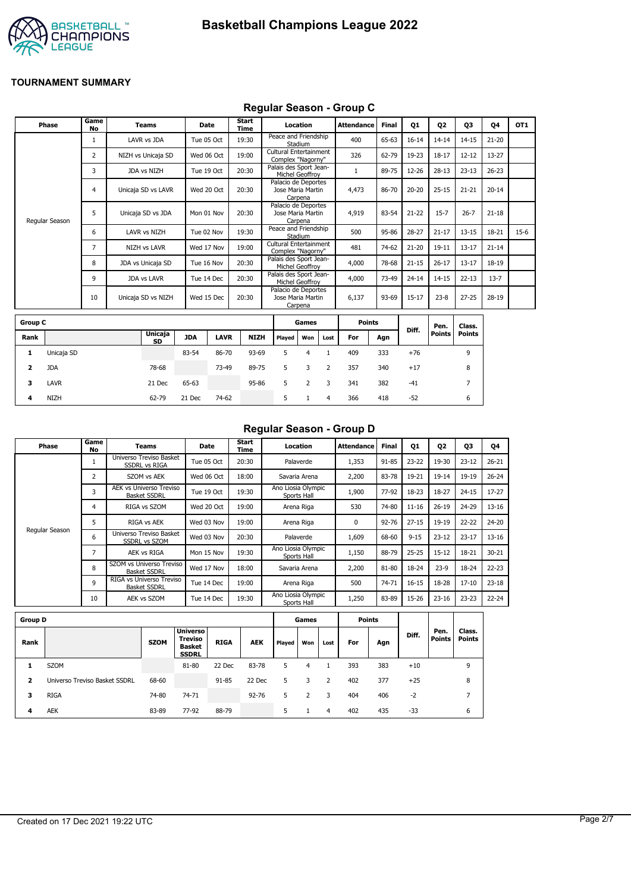# Basketball Champions League 2022

**TOURNAMENT SUMMARY**

## Regular Season - Group C

| Phase | Game No | Teams | Date | Start Time | Location | Attendance | Final | Q1 | Q2 | Q3 | Q4 | OT1 |
|---|---|---|---|---|---|---|---|---|---|---|---|---|
| Regular Season | 1 | LAVR vs JDA | Tue 05 Oct | 19:30 | Peace and Friendship Stadium | 400 | 65-63 | 16-14 | 14-14 | 14-15 | 21-20 | |
| | 2 | NIZH vs Unicaja SD | Wed 06 Oct | 19:00 | Cultural Entertainment Complex "Nagorny" | 326 | 62-79 | 19-23 | 18-17 | 12-12 | 13-27 | |
| | 3 | JDA vs NIZH | Tue 19 Oct | 20:30 | Palais des Sport Jean-Michel Geoffroy | 1 | 89-75 | 12-26 | 28-13 | 23-13 | 26-23 | |
| | 4 | Unicaja SD vs LAVR | Wed 20 Oct | 20:30 | Palacio de Deportes Jose Maria Martin Carpena | 4,473 | 86-70 | 20-20 | 25-15 | 21-21 | 20-14 | |
| | 5 | Unicaja SD vs JDA | Mon 01 Nov | 20:30 | Palacio de Deportes Jose Maria Martin Carpena | 4,919 | 83-54 | 21-22 | 15-7 | 26-7 | 21-18 | |
| | 6 | LAVR vs NIZH | Tue 02 Nov | 19:30 | Peace and Friendship Stadium | 500 | 95-86 | 28-27 | 21-17 | 13-15 | 18-21 | 15-6 |
| | 7 | NIZH vs LAVR | Wed 17 Nov | 19:00 | Cultural Entertainment Complex "Nagorny" | 481 | 74-62 | 21-20 | 19-11 | 13-17 | 21-14 | |
| | 8 | JDA vs Unicaja SD | Tue 16 Nov | 20:30 | Palais des Sport Jean-Michel Geoffroy | 4,000 | 78-68 | 21-15 | 26-17 | 13-17 | 18-19 | |
| | 9 | JDA vs LAVR | Tue 14 Dec | 20:30 | Palais des Sport Jean-Michel Geoffroy | 4,000 | 73-49 | 24-14 | 14-15 | 22-13 | 13-7 | |
| | 10 | Unicaja SD vs NIZH | Wed 15 Dec | 20:30 | Palacio de Deportes Jose Maria Martin Carpena | 6,137 | 93-69 | 15-17 | 23-8 | 27-25 | 28-19 | |

| Group C | | | | | | Games | | | Points | | Diff. | Pen. Points | Class. Points |
|---|---|---|---|---|---|---|---|---|---|---|---|---|---|
| Rank | | Unicaja SD | JDA | LAVR | NIZH | Played | Won | Lost | For | Agn | | | |
| 1 | Unicaja SD | | 83-54 | 86-70 | 93-69 | 5 | 4 | 1 | 409 | 333 | +76 | | 9 |
| 2 | JDA | 78-68 | | 73-49 | 89-75 | 5 | 3 | 2 | 357 | 340 | +17 | | 8 |
| 3 | LAVR | 21 Dec | 65-63 | | 95-86 | 5 | 2 | 3 | 341 | 382 | -41 | | 7 |
| 4 | NIZH | 62-79 | 21 Dec | 74-62 | | 5 | 1 | 4 | 366 | 418 | -52 | | 6 |

## Regular Season - Group D

| Phase | Game No | Teams | Date | Start Time | Location | Attendance | Final | Q1 | Q2 | Q3 | Q4 |
|---|---|---|---|---|---|---|---|---|---|---|---|
| Regular Season | 1 | Universo Treviso Basket SSDRL vs RIGA | Tue 05 Oct | 20:30 | Palaverde | 1,353 | 91-85 | 23-22 | 19-30 | 23-12 | 26-21 |
| | 2 | SZOM vs AEK | Wed 06 Oct | 18:00 | Savaria Arena | 2,200 | 83-78 | 19-21 | 19-14 | 19-19 | 26-24 |
| | 3 | AEK vs Universo Treviso Basket SSDRL | Tue 19 Oct | 19:30 | Ano Liosia Olympic Sports Hall | 1,900 | 77-92 | 18-23 | 18-27 | 24-15 | 17-27 |
| | 4 | RIGA vs SZOM | Wed 20 Oct | 19:00 | Arena Riga | 530 | 74-80 | 11-16 | 26-19 | 24-29 | 13-16 |
| | 5 | RIGA vs AEK | Wed 03 Nov | 19:00 | Arena Riga | 0 | 92-76 | 27-15 | 19-19 | 22-22 | 24-20 |
| | 6 | Universo Treviso Basket SSDRL vs SZOM | Wed 03 Nov | 20:30 | Palaverde | 1,609 | 68-60 | 9-15 | 23-12 | 23-17 | 13-16 |
| | 7 | AEK vs RIGA | Mon 15 Nov | 19:30 | Ano Liosia Olympic Sports Hall | 1,150 | 88-79 | 25-25 | 15-12 | 18-21 | 30-21 |
| | 8 | SZOM vs Universo Treviso Basket SSDRL | Wed 17 Nov | 18:00 | Savaria Arena | 2,200 | 81-80 | 18-24 | 23-9 | 18-24 | 22-23 |
| | 9 | RIGA vs Universo Treviso Basket SSDRL | Tue 14 Dec | 19:00 | Arena Riga | 500 | 74-71 | 16-15 | 18-28 | 17-10 | 23-18 |
| | 10 | AEK vs SZOM | Tue 14 Dec | 19:30 | Ano Liosia Olympic Sports Hall | 1,250 | 83-89 | 15-26 | 23-16 | 23-23 | 22-24 |

| Group D | | | | | | Games | | | Points | | Diff. | Pen. Points | Class. Points |
|---|---|---|---|---|---|---|---|---|---|---|---|---|---|
| Rank | | SZOM | Universo Treviso Basket SSDRL | RIGA | AEK | Played | Won | Lost | For | Agn | | | |
| 1 | SZOM | | 81-80 | 22 Dec | 83-78 | 5 | 4 | 1 | 393 | 383 | +10 | | 9 |
| 2 | Universo Treviso Basket SSDRL | 68-60 | | 91-85 | 22 Dec | 5 | 3 | 2 | 402 | 377 | +25 | | 8 |
| 3 | RIGA | 74-80 | 74-71 | | 92-76 | 5 | 2 | 3 | 404 | 406 | -2 | | 7 |
| 4 | AEK | 83-89 | 77-92 | 88-79 | | 5 | 1 | 4 | 402 | 435 | -33 | | 6 |

Created on 17 Dec 2021 19:22 UTC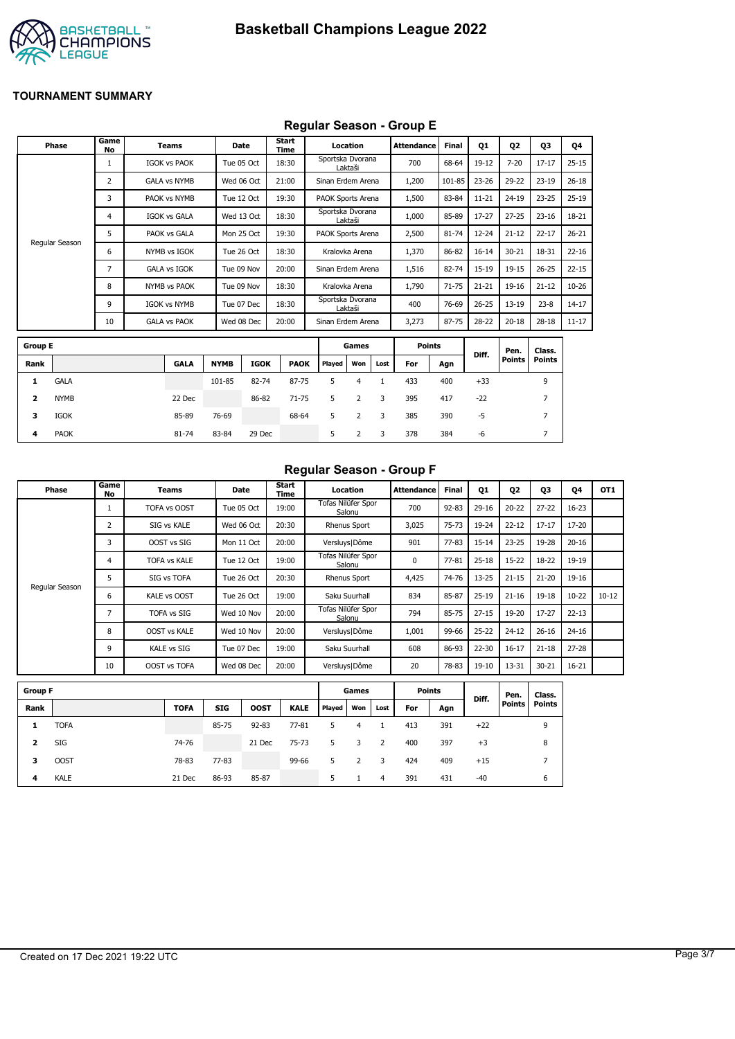# Basketball Champions League 2022

## TOURNAMENT SUMMARY

### Regular Season - Group E

| Phase | Game No | Teams | Date | Start Time | Location | Attendance | Final | Q1 | Q2 | Q3 | Q4 |
|---|---|---|---|---|---|---|---|---|---|---|---|
| Regular Season | 1 | IGOK vs PAOK | Tue 05 Oct | 18:30 | Sportska Dvorana Laktaši | 700 | 68-64 | 19-12 | 7-20 | 17-17 | 25-15 |
| | 2 | GALA vs NYMB | Wed 06 Oct | 21:00 | Sinan Erdem Arena | 1,200 | 101-85 | 23-26 | 29-22 | 23-19 | 26-18 |
| | 3 | PAOK vs NYMB | Tue 12 Oct | 19:30 | PAOK Sports Arena | 1,500 | 83-84 | 11-21 | 24-19 | 23-25 | 25-19 |
| | 4 | IGOK vs GALA | Wed 13 Oct | 18:30 | Sportska Dvorana Laktaši | 1,000 | 85-89 | 17-27 | 27-25 | 23-16 | 18-21 |
| | 5 | PAOK vs GALA | Mon 25 Oct | 19:30 | PAOK Sports Arena | 2,500 | 81-74 | 12-24 | 21-12 | 22-17 | 26-21 |
| | 6 | NYMB vs IGOK | Tue 26 Oct | 18:30 | Kralovka Arena | 1,370 | 86-82 | 16-14 | 30-21 | 18-31 | 22-16 |
| | 7 | GALA vs IGOK | Tue 09 Nov | 20:00 | Sinan Erdem Arena | 1,516 | 82-74 | 15-19 | 19-15 | 26-25 | 22-15 |
| | 8 | NYMB vs PAOK | Tue 09 Nov | 18:30 | Kralovka Arena | 1,790 | 71-75 | 21-21 | 19-16 | 21-12 | 10-26 |
| | 9 | IGOK vs NYMB | Tue 07 Dec | 18:30 | Sportska Dvorana Laktaši | 400 | 76-69 | 26-25 | 13-19 | 23-8 | 14-17 |
| | 10 | GALA vs PAOK | Wed 08 Dec | 20:00 | Sinan Erdem Arena | 3,273 | 87-75 | 28-22 | 20-18 | 28-18 | 11-17 |

| Group E | | | | | | Games | | | Points | | Diff. | Pen. Points | Class. Points |
|---|---|---|---|---|---|---|---|---|---|---|---|---|---|
| Rank | | GALA | NYMB | IGOK | PAOK | Played | Won | Lost | For | Agn | | | |
| 1 | GALA | | 101-85 | 82-74 | 87-75 | 5 | 4 | 1 | 433 | 400 | +33 | | 9 |
| 2 | NYMB | 22 Dec | | 86-82 | 71-75 | 5 | 2 | 3 | 395 | 417 | -22 | | 7 |
| 3 | IGOK | 85-89 | 76-69 | | 68-64 | 5 | 2 | 3 | 385 | 390 | -5 | | 7 |
| 4 | PAOK | 81-74 | 83-84 | 29 Dec | | 5 | 2 | 3 | 378 | 384 | -6 | | 7 |

### Regular Season - Group F

| Phase | Game No | Teams | Date | Start Time | Location | Attendance | Final | Q1 | Q2 | Q3 | Q4 | OT1 |
|---|---|---|---|---|---|---|---|---|---|---|---|---|
| Regular Season | 1 | TOFA vs OOST | Tue 05 Oct | 19:00 | Tofas Nilüfer Spor Salonu | 700 | 92-83 | 29-16 | 20-22 | 27-22 | 16-23 | |
| | 2 | SIG vs KALE | Wed 06 Oct | 20:30 | Rhenus Sport | 3,025 | 75-73 | 19-24 | 22-12 | 17-17 | 17-20 | |
| | 3 | OOST vs SIG | Mon 11 Oct | 20:00 | Versluys\|Dôme | 901 | 77-83 | 15-14 | 23-25 | 19-28 | 20-16 | |
| | 4 | TOFA vs KALE | Tue 12 Oct | 19:00 | Tofas Nilüfer Spor Salonu | 0 | 77-81 | 25-18 | 15-22 | 18-22 | 19-19 | |
| | 5 | SIG vs TOFA | Tue 26 Oct | 20:30 | Rhenus Sport | 4,425 | 74-76 | 13-25 | 21-15 | 21-20 | 19-16 | |
| | 6 | KALE vs OOST | Tue 26 Oct | 19:00 | Saku Suurhall | 834 | 85-87 | 25-19 | 21-16 | 19-18 | 10-22 | 10-12 |
| | 7 | TOFA vs SIG | Wed 10 Nov | 20:00 | Tofas Nilüfer Spor Salonu | 794 | 85-75 | 27-15 | 19-20 | 17-27 | 22-13 | |
| | 8 | OOST vs KALE | Wed 10 Nov | 20:00 | Versluys\|Dôme | 1,001 | 99-66 | 25-22 | 24-12 | 26-16 | 24-16 | |
| | 9 | KALE vs SIG | Tue 07 Dec | 19:00 | Saku Suurhall | 608 | 86-93 | 22-30 | 16-17 | 21-18 | 27-28 | |
| | 10 | OOST vs TOFA | Wed 08 Dec | 20:00 | Versluys\|Dôme | 20 | 78-83 | 19-10 | 13-31 | 30-21 | 16-21 | |

| Group F | | | | | | Games | | | Points | | Diff. | Pen. Points | Class. Points |
|---|---|---|---|---|---|---|---|---|---|---|---|---|---|
| Rank | | TOFA | SIG | OOST | KALE | Played | Won | Lost | For | Agn | | | |
| 1 | TOFA | | 85-75 | 92-83 | 77-81 | 5 | 4 | 1 | 413 | 391 | +22 | | 9 |
| 2 | SIG | 74-76 | | 21 Dec | 75-73 | 5 | 3 | 2 | 400 | 397 | +3 | | 8 |
| 3 | OOST | 78-83 | 77-83 | | 99-66 | 5 | 2 | 3 | 424 | 409 | +15 | | 7 |
| 4 | KALE | 21 Dec | 86-93 | 85-87 | | 5 | 1 | 4 | 391 | 431 | -40 | | 6 |

Created on 17 Dec 2021 19:22 UTC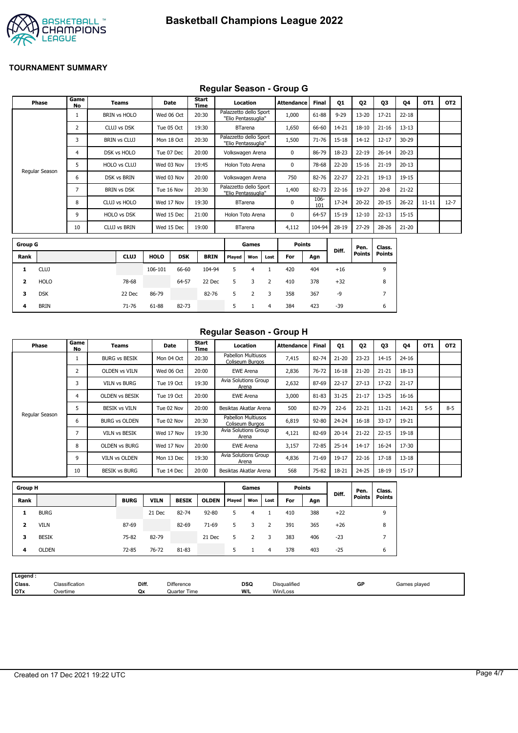# Basketball Champions League 2022

**TOURNAMENT SUMMARY**

## Regular Season - Group G

| Phase | Game No | Teams | Date | Start Time | Location | Attendance | Final | Q1 | Q2 | Q3 | Q4 | OT1 | OT2 |
|---|---|---|---|---|---|---|---|---|---|---|---|---|---|
| Regular Season | 1 | BRIN vs HOLO | Wed 06 Oct | 20:30 | Palazzetto dello Sport "Elio Pentassuglia" | 1,000 | 61-88 | 9-29 | 13-20 | 17-21 | 22-18 | | |
| | 2 | CLUJ vs DSK | Tue 05 Oct | 19:30 | BTarena | 1,650 | 66-60 | 14-21 | 18-10 | 21-16 | 13-13 | | |
| | 3 | BRIN vs CLUJ | Mon 18 Oct | 20:30 | Palazzetto dello Sport "Elio Pentassuglia" | 1,500 | 71-76 | 15-18 | 14-12 | 12-17 | 30-29 | | |
| | 4 | DSK vs HOLO | Tue 07 Dec | 20:00 | Volkswagen Arena | 0 | 86-79 | 18-23 | 22-19 | 26-14 | 20-23 | | |
| | 5 | HOLO vs CLUJ | Wed 03 Nov | 19:45 | Holon Toto Arena | 0 | 78-68 | 22-20 | 15-16 | 21-19 | 20-13 | | |
| | 6 | DSK vs BRIN | Wed 03 Nov | 20:00 | Volkswagen Arena | 750 | 82-76 | 22-27 | 22-21 | 19-13 | 19-15 | | |
| | 7 | BRIN vs DSK | Tue 16 Nov | 20:30 | Palazzetto dello Sport "Elio Pentassuglia" | 1,400 | 82-73 | 22-16 | 19-27 | 20-8 | 21-22 | | |
| | 8 | CLUJ vs HOLO | Wed 17 Nov | 19:30 | BTarena | 0 | 106-101 | 17-24 | 20-22 | 20-15 | 26-22 | 11-11 | 12-7 |
| | 9 | HOLO vs DSK | Wed 15 Dec | 21:00 | Holon Toto Arena | 0 | 64-57 | 15-19 | 12-10 | 22-13 | 15-15 | | |
| | 10 | CLUJ vs BRIN | Wed 15 Dec | 19:00 | BTarena | 4,112 | 104-94 | 28-19 | 27-29 | 28-26 | 21-20 | | |

| Group G | | | | | | Games | | | Points | | Diff. | Pen. Points | Class. Points |
|---|---|---|---|---|---|---|---|---|---|---|---|---|---|
| Rank | | CLUJ | HOLO | DSK | BRIN | Played | Won | Lost | For | Agn | | | |
| 1 | CLUJ | | 106-101 | 66-60 | 104-94 | 5 | 4 | 1 | 420 | 404 | +16 | | 9 |
| 2 | HOLO | 78-68 | | 64-57 | 22 Dec | 5 | 3 | 2 | 410 | 378 | +32 | | 8 |
| 3 | DSK | 22 Dec | 86-79 | | 82-76 | 5 | 2 | 3 | 358 | 367 | -9 | | 7 |
| 4 | BRIN | 71-76 | 61-88 | 82-73 | | 5 | 1 | 4 | 384 | 423 | -39 | | 6 |

## Regular Season - Group H

| Phase | Game No | Teams | Date | Start Time | Location | Attendance | Final | Q1 | Q2 | Q3 | Q4 | OT1 | OT2 |
|---|---|---|---|---|---|---|---|---|---|---|---|---|---|
| Regular Season | 1 | BURG vs BESIK | Mon 04 Oct | 20:30 | Pabellon Multiusos Coliseum Burgos | 7,415 | 82-74 | 21-20 | 23-23 | 14-15 | 24-16 | | |
| | 2 | OLDEN vs VILN | Wed 06 Oct | 20:00 | EWE Arena | 2,836 | 76-72 | 16-18 | 21-20 | 21-21 | 18-13 | | |
| | 3 | VILN vs BURG | Tue 19 Oct | 19:30 | Avia Solutions Group Arena | 2,632 | 87-69 | 22-17 | 27-13 | 17-22 | 21-17 | | |
| | 4 | OLDEN vs BESIK | Tue 19 Oct | 20:00 | EWE Arena | 3,000 | 81-83 | 31-25 | 21-17 | 13-25 | 16-16 | | |
| | 5 | BESIK vs VILN | Tue 02 Nov | 20:00 | Besiktas Akatlar Arena | 500 | 82-79 | 22-6 | 22-21 | 11-21 | 14-21 | 5-5 | 8-5 |
| | 6 | BURG vs OLDEN | Tue 02 Nov | 20:30 | Pabellon Multiusos Coliseum Burgos | 6,819 | 92-80 | 24-24 | 16-18 | 33-17 | 19-21 | | |
| | 7 | VILN vs BESIK | Wed 17 Nov | 19:30 | Avia Solutions Group Arena | 4,121 | 82-69 | 20-14 | 21-22 | 22-15 | 19-18 | | |
| | 8 | OLDEN vs BURG | Wed 17 Nov | 20:00 | EWE Arena | 3,157 | 72-85 | 25-14 | 14-17 | 16-24 | 17-30 | | |
| | 9 | VILN vs OLDEN | Mon 13 Dec | 19:30 | Avia Solutions Group Arena | 4,836 | 71-69 | 19-17 | 22-16 | 17-18 | 13-18 | | |
| | 10 | BESIK vs BURG | Tue 14 Dec | 20:00 | Besiktas Akatlar Arena | 568 | 75-82 | 18-21 | 24-25 | 18-19 | 15-17 | | |

| Group H | | | | | | Games | | | Points | | Diff. | Pen. Points | Class. Points |
|---|---|---|---|---|---|---|---|---|---|---|---|---|---|
| Rank | | BURG | VILN | BESIK | OLDEN | Played | Won | Lost | For | Agn | | | |
| 1 | BURG | | 21 Dec | 82-74 | 92-80 | 5 | 4 | 1 | 410 | 388 | +22 | | 9 |
| 2 | VILN | 87-69 | | 82-69 | 71-69 | 5 | 3 | 2 | 391 | 365 | +26 | | 8 |
| 3 | BESIK | 75-82 | 82-79 | | 21 Dec | 5 | 2 | 3 | 383 | 406 | -23 | | 7 |
| 4 | OLDEN | 72-85 | 76-72 | 81-83 | | 5 | 1 | 4 | 378 | 403 | -25 | | 6 |

| Legend : | | | | | | | |
|---|---|---|---|---|---|---|---|
| Class. | Classification | Diff. | Difference | DSQ | Disqualified | GP | Games played |
| OTx | Overtime | Qx | Quarter Time | W/L | Win/Loss | | |

Created on 17 Dec 2021 19:22 UTC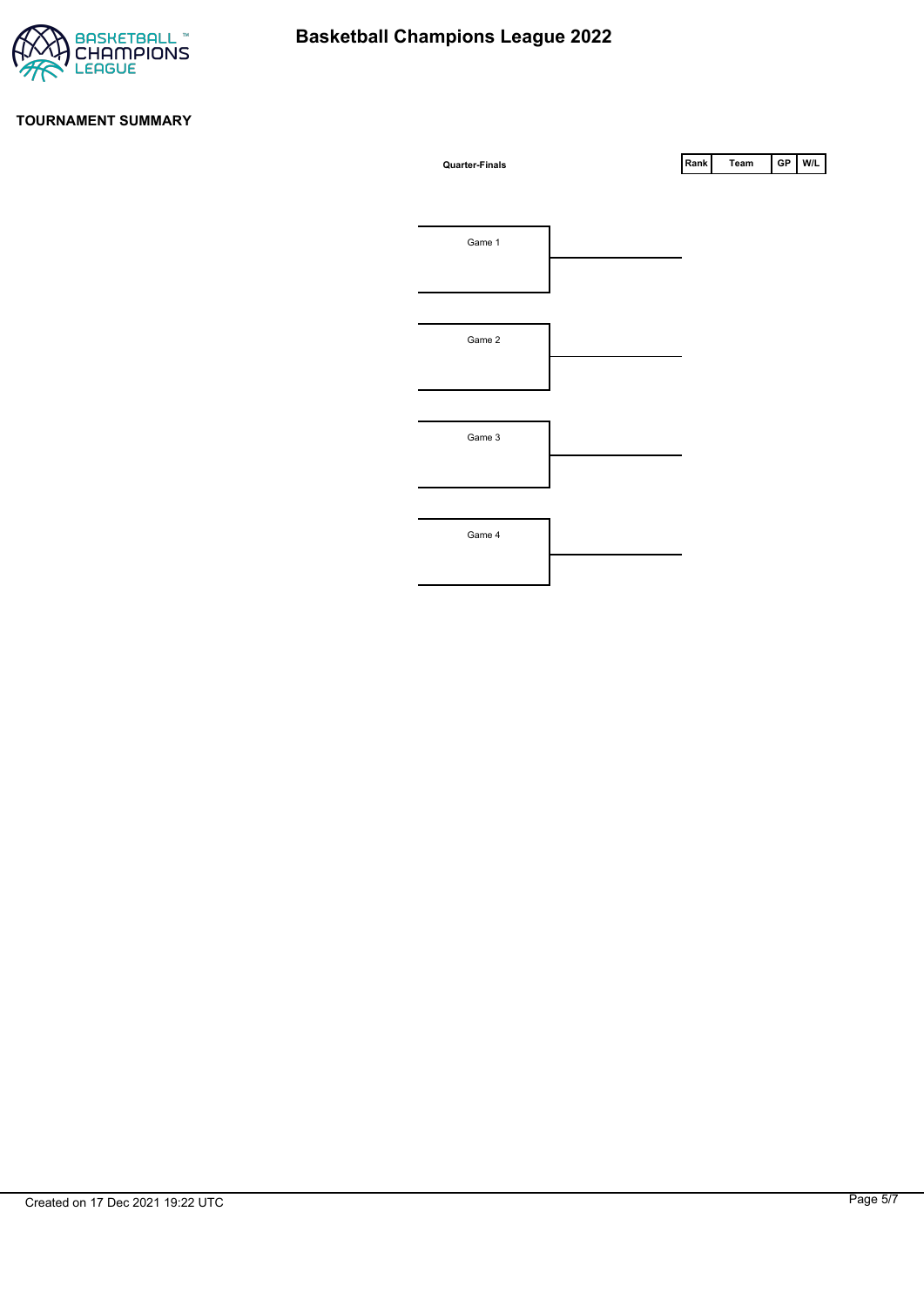# Basketball Champions League 2022

## TOURNAMENT SUMMARY

**Quarter-Finals**

| Rank | Team | GP | W/L |
|---|---|---|---|

Game 1

Game 2

Game 3

Game 4

Created on 17 Dec 2021 19:22 UTC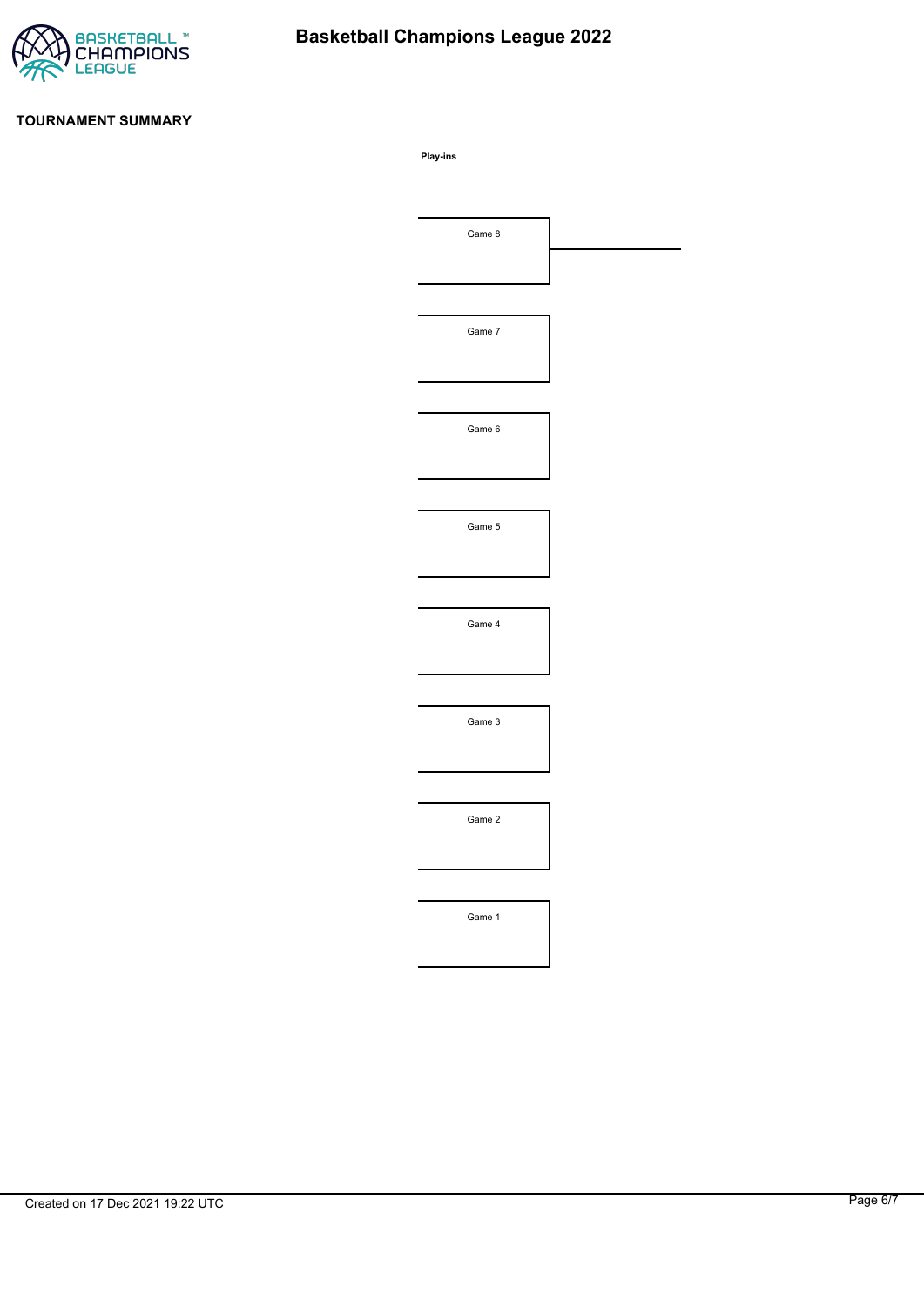# Basketball Champions League 2022

## TOURNAMENT SUMMARY

**Play-ins**

Game 8

Game 7

Game 6

Game 5

Game 4

Game 3

Game 2

Game 1

Created on 17 Dec 2021 19:22 UTC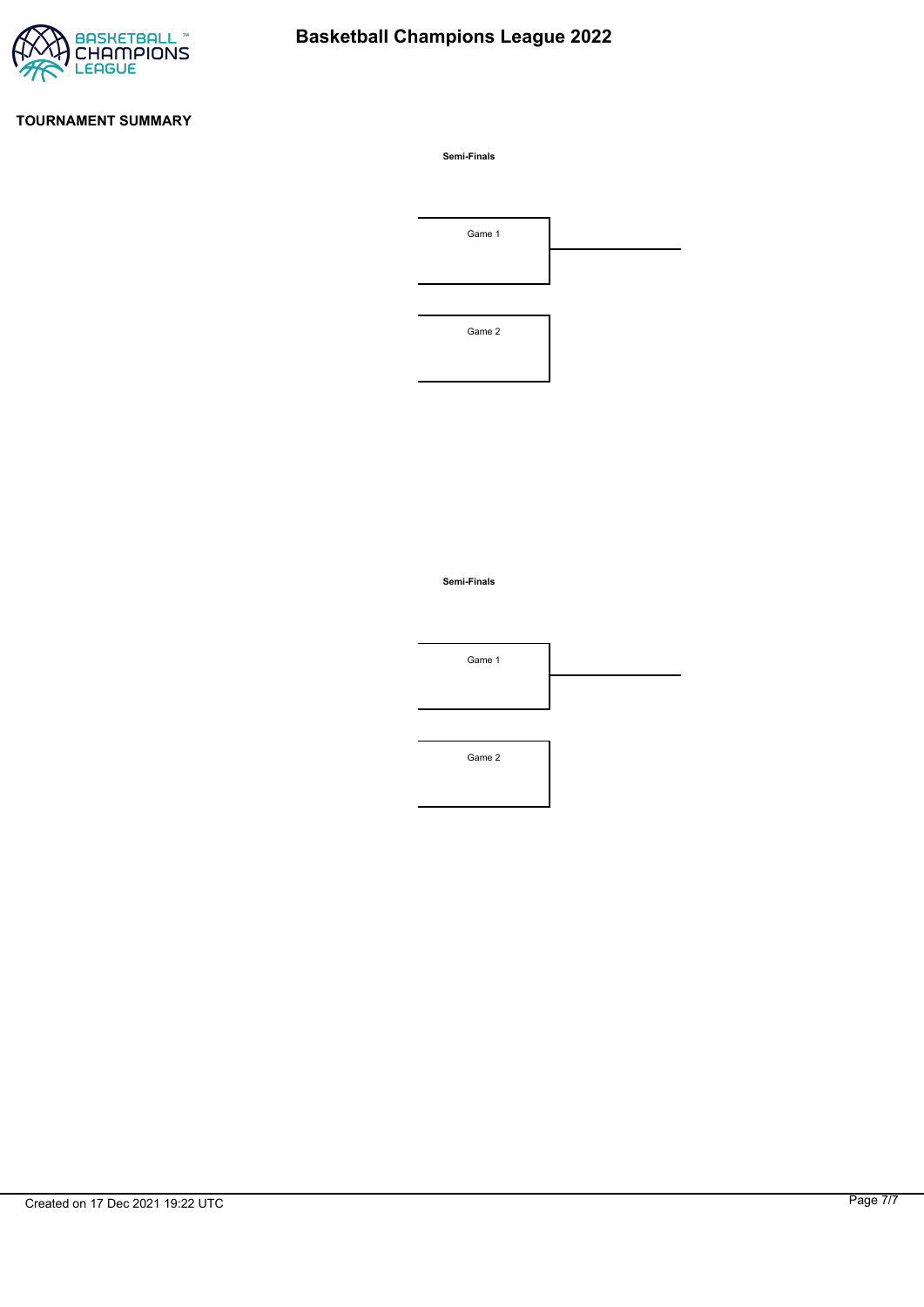# Basketball Champions League 2022

## TOURNAMENT SUMMARY

**Semi-Finals**

Game 1

Game 2

**Semi-Finals**

Game 1

Game 2

Created on 17 Dec 2021 19:22 UTC